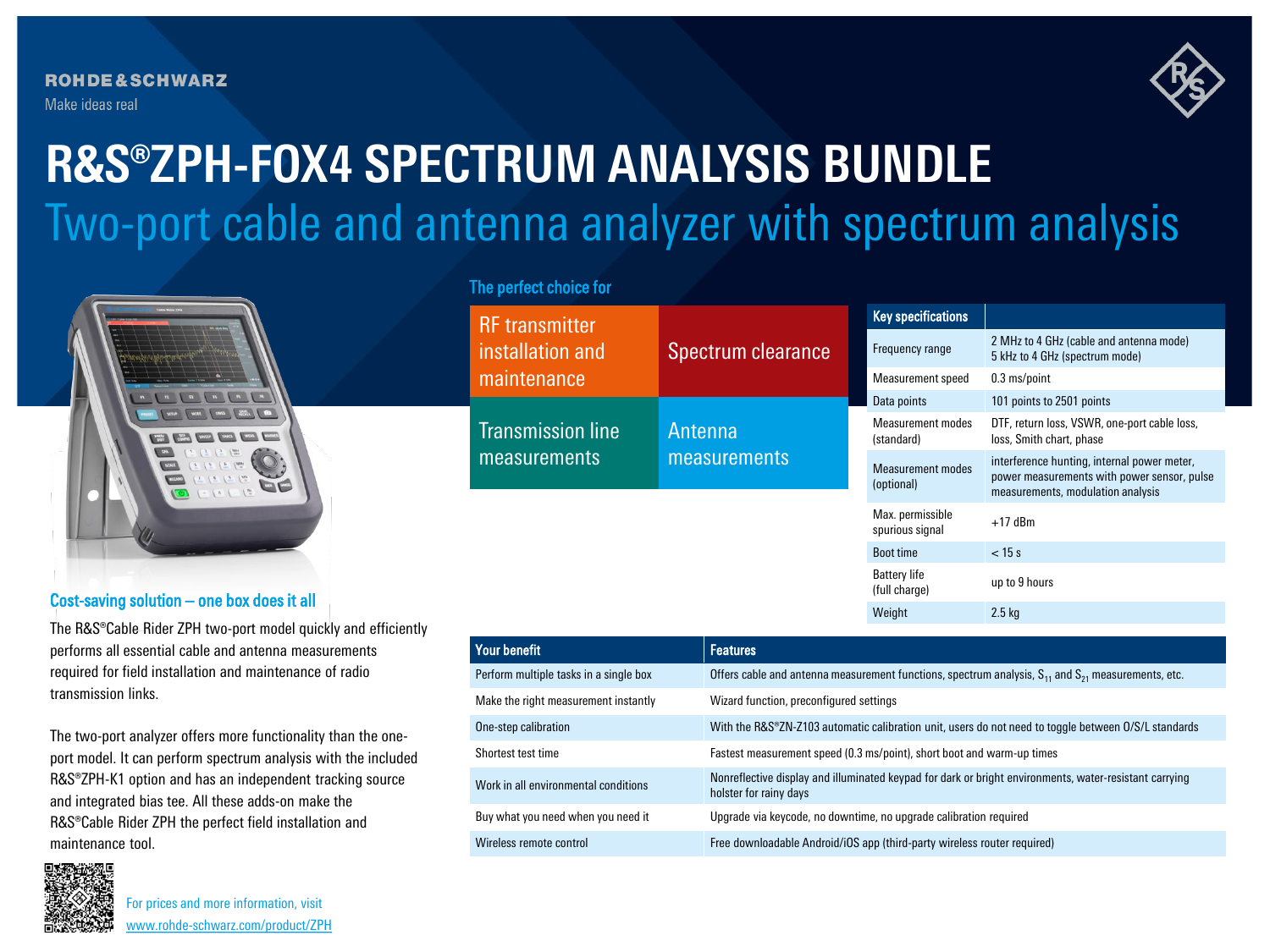ROHDE&SCHWARZ

Make ideas real

# R&S®ZPH-FOX4 SPECTRUM ANALYSIS BUNDLE

## Two-port cable and antenna analyzer with spectrum analysis

### The perfect choice for

| | |
|---|---|
| RF transmitter installation and maintenance | Spectrum clearance |
| Transmission line measurements | Antenna measurements |

| Key specifications | |
|---|---|
| Frequency range | 2 MHz to 4 GHz (cable and antenna mode)<br>5 kHz to 4 GHz (spectrum mode) |
| Measurement speed | 0.3 ms/point |
| Data points | 101 points to 2501 points |
| Measurement modes (standard) | DTF, return loss, VSWR, one-port cable loss, loss, Smith chart, phase |
| Measurement modes (optional) | interference hunting, internal power meter, power measurements with power sensor, pulse measurements, modulation analysis |
| Max. permissible spurious signal | +17 dBm |
| Boot time | < 15 s |
| Battery life (full charge) | up to 9 hours |
| Weight | 2.5 kg |

### Cost-saving solution – one box does it all

The R&S®Cable Rider ZPH two-port model quickly and efficiently performs all essential cable and antenna measurements required for field installation and maintenance of radio transmission links.

The two-port analyzer offers more functionality than the one-port model. It can perform spectrum analysis with the included R&S®ZPH-K1 option and has an independent tracking source and integrated bias tee. All these adds-on make the R&S®Cable Rider ZPH the perfect field installation and maintenance tool.

| Your benefit | Features |
|---|---|
| Perform multiple tasks in a single box | Offers cable and antenna measurement functions, spectrum analysis, $S_{11}$ and $S_{21}$ measurements, etc. |
| Make the right measurement instantly | Wizard function, preconfigured settings |
| One-step calibration | With the R&S®ZN-Z103 automatic calibration unit, users do not need to toggle between O/S/L standards |
| Shortest test time | Fastest measurement speed (0.3 ms/point), short boot and warm-up times |
| Work in all environmental conditions | Nonreflective display and illuminated keypad for dark or bright environments, water-resistant carrying holster for rainy days |
| Buy what you need when you need it | Upgrade via keycode, no downtime, no upgrade calibration required |
| Wireless remote control | Free downloadable Android/iOS app (third-party wireless router required) |

For prices and more information, visit
www.rohde-schwarz.com/product/ZPH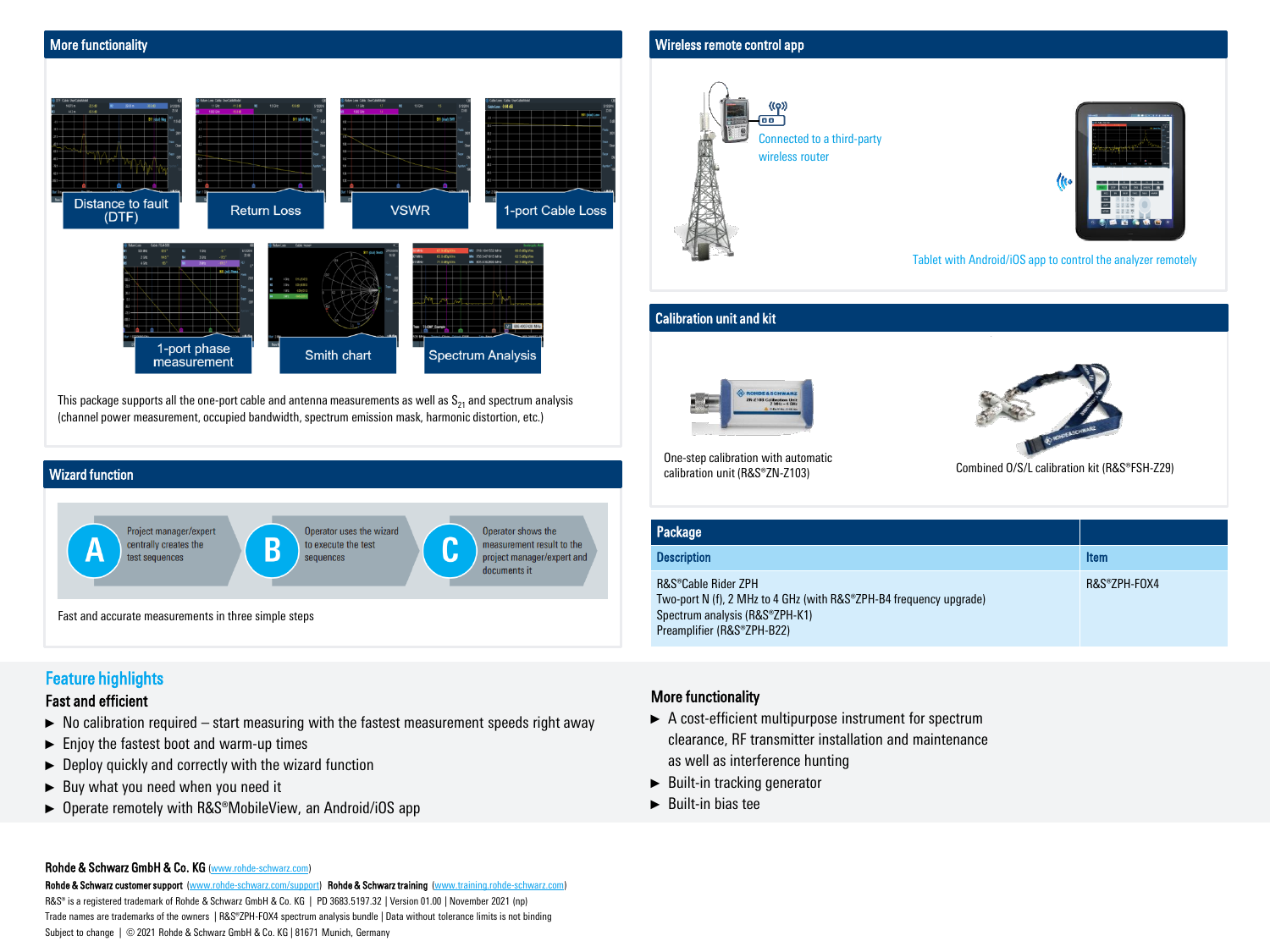## More functionality

Distance to fault (DTF)

Return Loss

VSWR

1-port Cable Loss

1-port phase measurement

Smith chart

Spectrum Analysis

This package supports all the one-port cable and antenna measurements as well as $S_{21}$ and spectrum analysis (channel power measurement, occupied bandwidth, spectrum emission mask, harmonic distortion, etc.)

## Wizard function

A – Project manager/expert centrally creates the test sequences

B – Operator uses the wizard to execute the test sequences

C – Operator shows the measurement result to the project manager/expert and documents it

Fast and accurate measurements in three simple steps

## Wireless remote control app

Connected to a third-party wireless router

Tablet with Android/iOS app to control the analyzer remotely

## Calibration unit and kit

One-step calibration with automatic calibration unit (R&S®ZN-Z103)

Combined O/S/L calibration kit (R&S®FSH-Z29)

| Package | |
|---|---|
| **Description** | **Item** |
| R&S®Cable Rider ZPH<br>Two-port N (f), 2 MHz to 4 GHz (with R&S®ZPH-B4 frequency upgrade)<br>Spectrum analysis (R&S®ZPH-K1)<br>Preamplifier (R&S®ZPH-B22) | R&S®ZPH-FOX4 |

# Feature highlights

### Fast and efficient

- ► No calibration required – start measuring with the fastest measurement speeds right away
- ► Enjoy the fastest boot and warm-up times
- ► Deploy quickly and correctly with the wizard function
- ► Buy what you need when you need it
- ► Operate remotely with R&S®MobileView, an Android/iOS app

### More functionality

- ► A cost-efficient multipurpose instrument for spectrum clearance, RF transmitter installation and maintenance as well as interference hunting
- ► Built-in tracking generator
- ► Built-in bias tee

**Rohde & Schwarz GmbH & Co. KG** (www.rohde-schwarz.com)
**Rohde & Schwarz customer support** (www.rohde-schwarz.com/support) **Rohde & Schwarz training** (www.training.rohde-schwarz.com)
R&S® is a registered trademark of Rohde & Schwarz GmbH & Co. KG | PD 3683.5197.32 | Version 01.00 | November 2021 (np)
Trade names are trademarks of the owners | R&S®ZPH-FOX4 spectrum analysis bundle | Data without tolerance limits is not binding
Subject to change | © 2021 Rohde & Schwarz GmbH & Co. KG | 81671 Munich, Germany